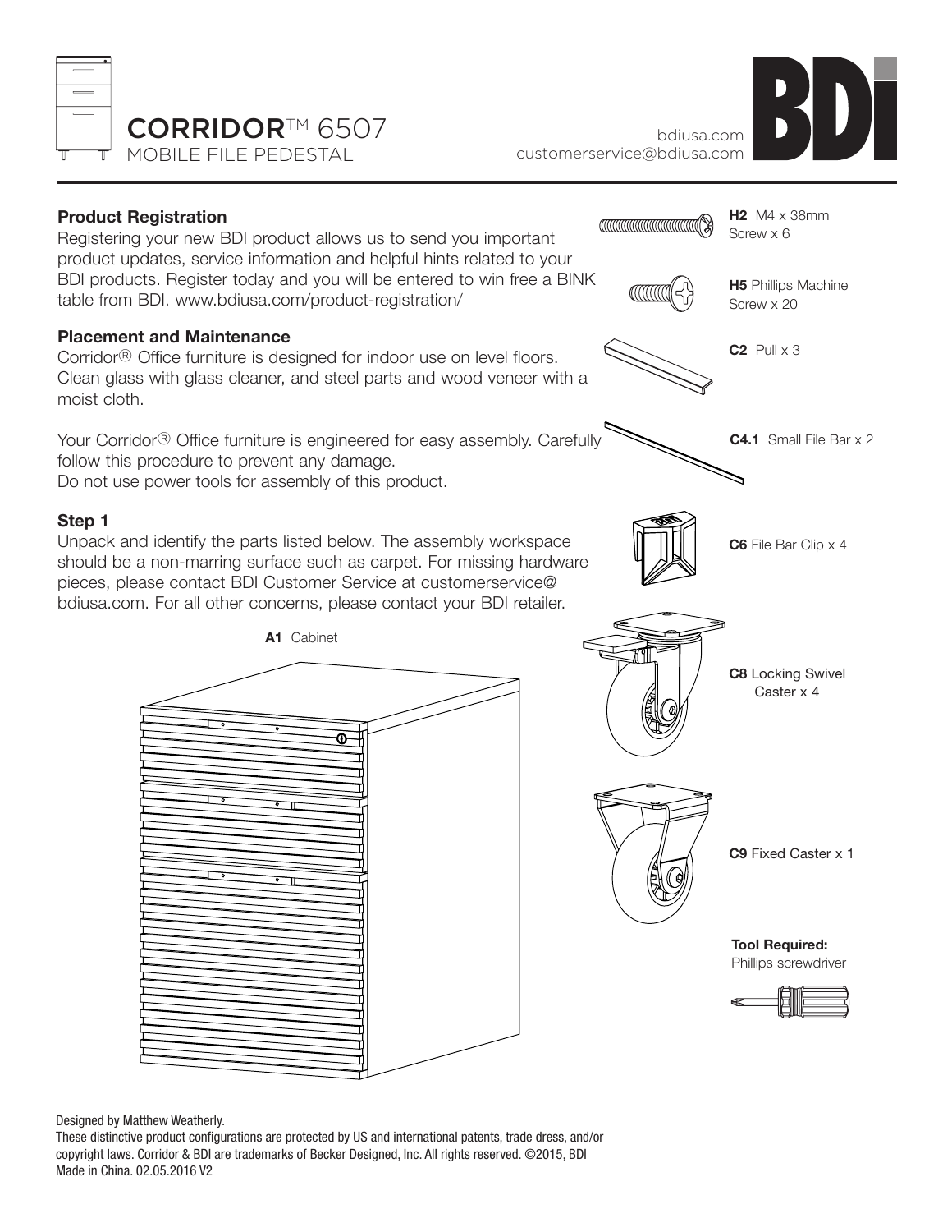# CORRIDOR™ 6507
MOBILE FILE PEDESTAL

bdiusa.com
customerservice@bdiusa.com

BDI

### Product Registration

Registering your new BDI product allows us to send you important product updates, service information and helpful hints related to your BDI products. Register today and you will be entered to win free a BINK table from BDI. www.bdiusa.com/product-registration/

### Placement and Maintenance

Corridor® Office furniture is designed for indoor use on level floors. Clean glass with glass cleaner, and steel parts and wood veneer with a moist cloth.

Your Corridor® Office furniture is engineered for easy assembly. Carefully follow this procedure to prevent any damage.
Do not use power tools for assembly of this product.

### Step 1

Unpack and identify the parts listed below. The assembly workspace should be a non-marring surface such as carpet. For missing hardware pieces, please contact BDI Customer Service at customerservice@bdiusa.com. For all other concerns, please contact your BDI retailer.

**A1** Cabinet

**H2** M4 x 38mm Screw x 6

**H5** Phillips Machine Screw x 20

**C2** Pull x 3

**C4.1** Small File Bar x 2

**C6** File Bar Clip x 4

**C8** Locking Swivel Caster x 4

**C9** Fixed Caster x 1

**Tool Required:**
Phillips screwdriver

Designed by Matthew Weatherly.
These distinctive product configurations are protected by US and international patents, trade dress, and/or copyright laws. Corridor & BDI are trademarks of Becker Designed, Inc. All rights reserved. ©2015, BDI
Made in China. 02.05.2016 V2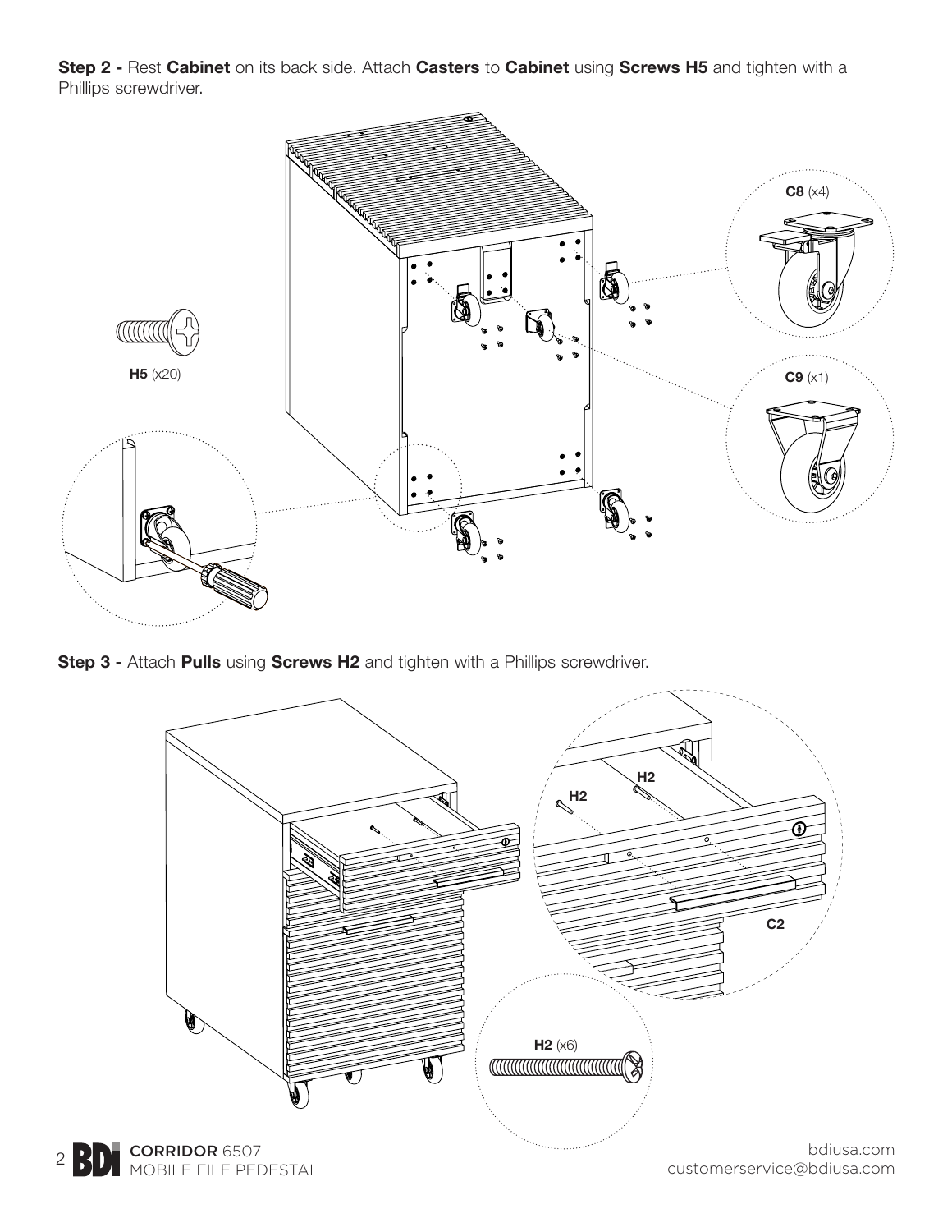**Step 2 -** Rest **Cabinet** on its back side. Attach **Casters** to **Cabinet** using **Screws H5** and tighten with a Phillips screwdriver.

**C8** (x4)

**H5** (x20)

**C9** (x1)

**Step 3 -** Attach **Pulls** using **Screws H2** and tighten with a Phillips screwdriver.

**H2**

**H2**

**C2**

**H2** (x6)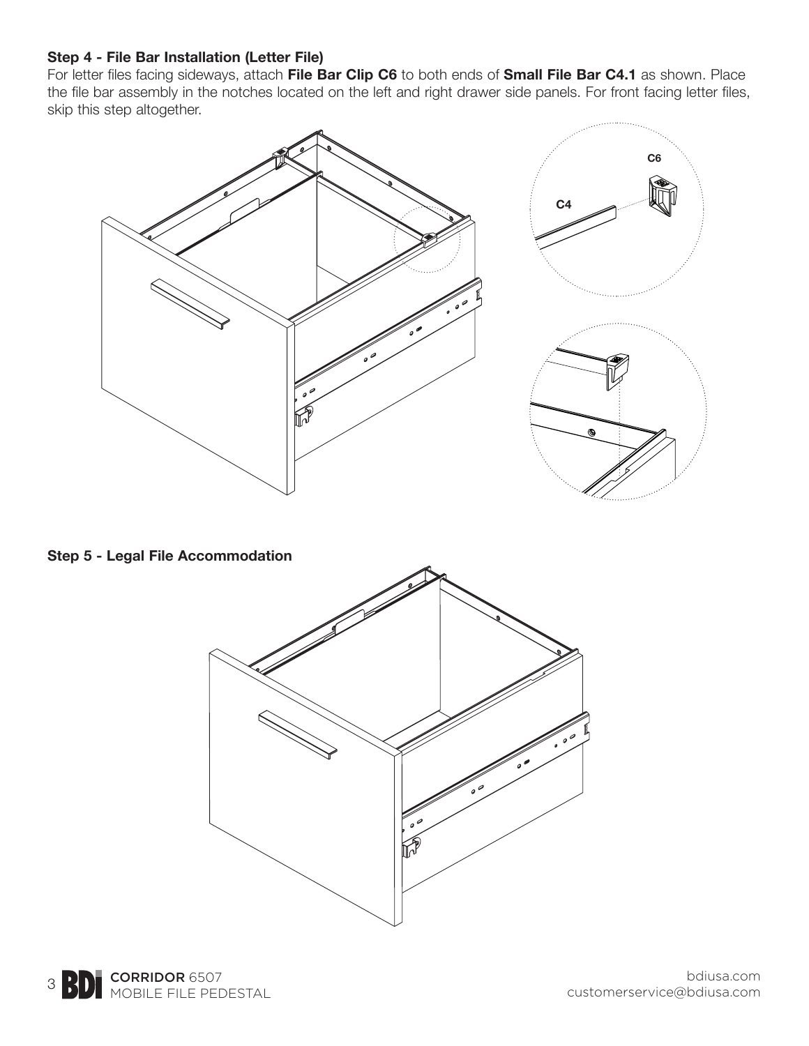### Step 4 - File Bar Installation (Letter File)

For letter files facing sideways, attach **File Bar Clip C6** to both ends of **Small File Bar C4.1** as shown. Place the file bar assembly in the notches located on the left and right drawer side panels. For front facing letter files, skip this step altogether.

C6

C4

### Step 5 - Legal File Accommodation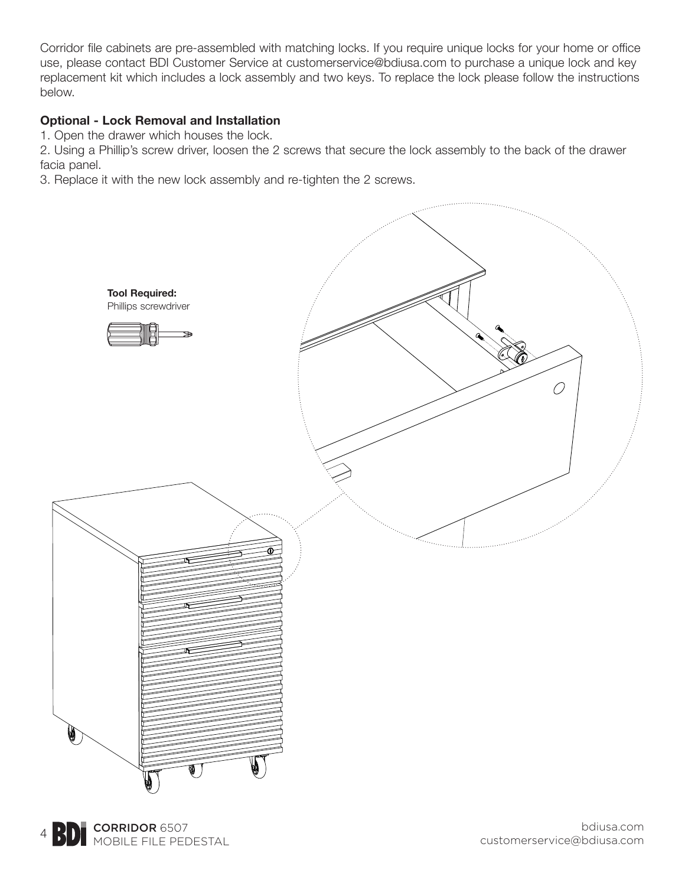Corridor file cabinets are pre-assembled with matching locks. If you require unique locks for your home or office use, please contact BDI Customer Service at customerservice@bdiusa.com to purchase a unique lock and key replacement kit which includes a lock assembly and two keys. To replace the lock please follow the instructions below.

**Optional - Lock Removal and Installation**

1. Open the drawer which houses the lock.
2. Using a Phillip's screw driver, loosen the 2 screws that secure the lock assembly to the back of the drawer facia panel.
3. Replace it with the new lock assembly and re-tighten the 2 screws.

**Tool Required:**
Phillips screwdriver